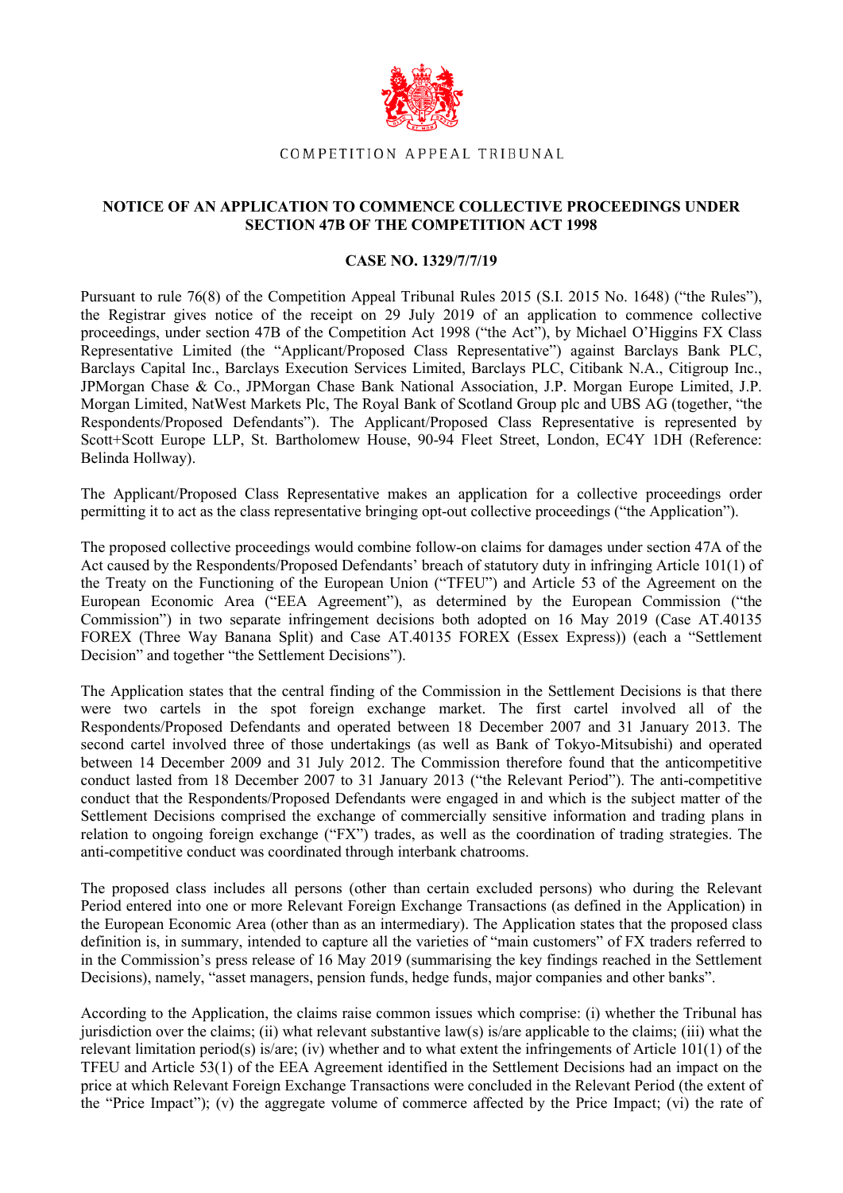COMPETITION APPEAL TRIBUNAL

## NOTICE OF AN APPLICATION TO COMMENCE COLLECTIVE PROCEEDINGS UNDER SECTION 47B OF THE COMPETITION ACT 1998

### CASE NO. 1329/7/7/19

Pursuant to rule 76(8) of the Competition Appeal Tribunal Rules 2015 (S.I. 2015 No. 1648) ("the Rules"), the Registrar gives notice of the receipt on 29 July 2019 of an application to commence collective proceedings, under section 47B of the Competition Act 1998 ("the Act"), by Michael O'Higgins FX Class Representative Limited (the "Applicant/Proposed Class Representative") against Barclays Bank PLC, Barclays Capital Inc., Barclays Execution Services Limited, Barclays PLC, Citibank N.A., Citigroup Inc., JPMorgan Chase & Co., JPMorgan Chase Bank National Association, J.P. Morgan Europe Limited, J.P. Morgan Limited, NatWest Markets Plc, The Royal Bank of Scotland Group plc and UBS AG (together, "the Respondents/Proposed Defendants"). The Applicant/Proposed Class Representative is represented by Scott+Scott Europe LLP, St. Bartholomew House, 90-94 Fleet Street, London, EC4Y 1DH (Reference: Belinda Hollway).

The Applicant/Proposed Class Representative makes an application for a collective proceedings order permitting it to act as the class representative bringing opt-out collective proceedings ("the Application").

The proposed collective proceedings would combine follow-on claims for damages under section 47A of the Act caused by the Respondents/Proposed Defendants' breach of statutory duty in infringing Article 101(1) of the Treaty on the Functioning of the European Union ("TFEU") and Article 53 of the Agreement on the European Economic Area ("EEA Agreement"), as determined by the European Commission ("the Commission") in two separate infringement decisions both adopted on 16 May 2019 (Case AT.40135 FOREX (Three Way Banana Split) and Case AT.40135 FOREX (Essex Express)) (each a "Settlement Decision" and together "the Settlement Decisions").

The Application states that the central finding of the Commission in the Settlement Decisions is that there were two cartels in the spot foreign exchange market. The first cartel involved all of the Respondents/Proposed Defendants and operated between 18 December 2007 and 31 January 2013. The second cartel involved three of those undertakings (as well as Bank of Tokyo-Mitsubishi) and operated between 14 December 2009 and 31 July 2012. The Commission therefore found that the anticompetitive conduct lasted from 18 December 2007 to 31 January 2013 ("the Relevant Period"). The anti-competitive conduct that the Respondents/Proposed Defendants were engaged in and which is the subject matter of the Settlement Decisions comprised the exchange of commercially sensitive information and trading plans in relation to ongoing foreign exchange ("FX") trades, as well as the coordination of trading strategies. The anti-competitive conduct was coordinated through interbank chatrooms.

The proposed class includes all persons (other than certain excluded persons) who during the Relevant Period entered into one or more Relevant Foreign Exchange Transactions (as defined in the Application) in the European Economic Area (other than as an intermediary). The Application states that the proposed class definition is, in summary, intended to capture all the varieties of "main customers" of FX traders referred to in the Commission's press release of 16 May 2019 (summarising the key findings reached in the Settlement Decisions), namely, "asset managers, pension funds, hedge funds, major companies and other banks".

According to the Application, the claims raise common issues which comprise: (i) whether the Tribunal has jurisdiction over the claims; (ii) what relevant substantive law(s) is/are applicable to the claims; (iii) what the relevant limitation period(s) is/are; (iv) whether and to what extent the infringements of Article 101(1) of the TFEU and Article 53(1) of the EEA Agreement identified in the Settlement Decisions had an impact on the price at which Relevant Foreign Exchange Transactions were concluded in the Relevant Period (the extent of the "Price Impact"); (v) the aggregate volume of commerce affected by the Price Impact; (vi) the rate of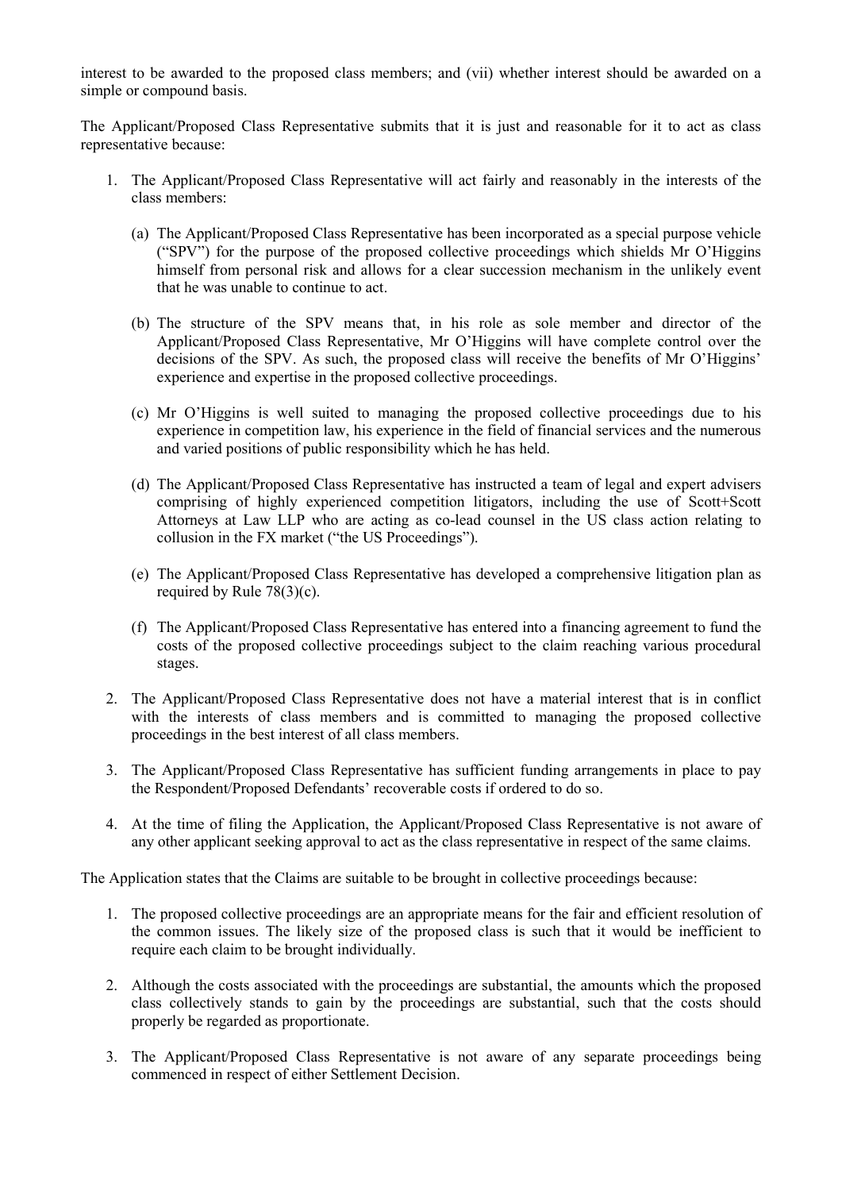interest to be awarded to the proposed class members; and (vii) whether interest should be awarded on a simple or compound basis.

The Applicant/Proposed Class Representative submits that it is just and reasonable for it to act as class representative because:

1. The Applicant/Proposed Class Representative will act fairly and reasonably in the interests of the class members:

   (a) The Applicant/Proposed Class Representative has been incorporated as a special purpose vehicle ("SPV") for the purpose of the proposed collective proceedings which shields Mr O'Higgins himself from personal risk and allows for a clear succession mechanism in the unlikely event that he was unable to continue to act.

   (b) The structure of the SPV means that, in his role as sole member and director of the Applicant/Proposed Class Representative, Mr O'Higgins will have complete control over the decisions of the SPV. As such, the proposed class will receive the benefits of Mr O'Higgins' experience and expertise in the proposed collective proceedings.

   (c) Mr O'Higgins is well suited to managing the proposed collective proceedings due to his experience in competition law, his experience in the field of financial services and the numerous and varied positions of public responsibility which he has held.

   (d) The Applicant/Proposed Class Representative has instructed a team of legal and expert advisers comprising of highly experienced competition litigators, including the use of Scott+Scott Attorneys at Law LLP who are acting as co-lead counsel in the US class action relating to collusion in the FX market ("the US Proceedings").

   (e) The Applicant/Proposed Class Representative has developed a comprehensive litigation plan as required by Rule 78(3)(c).

   (f) The Applicant/Proposed Class Representative has entered into a financing agreement to fund the costs of the proposed collective proceedings subject to the claim reaching various procedural stages.

2. The Applicant/Proposed Class Representative does not have a material interest that is in conflict with the interests of class members and is committed to managing the proposed collective proceedings in the best interest of all class members.

3. The Applicant/Proposed Class Representative has sufficient funding arrangements in place to pay the Respondent/Proposed Defendants' recoverable costs if ordered to do so.

4. At the time of filing the Application, the Applicant/Proposed Class Representative is not aware of any other applicant seeking approval to act as the class representative in respect of the same claims.

The Application states that the Claims are suitable to be brought in collective proceedings because:

1. The proposed collective proceedings are an appropriate means for the fair and efficient resolution of the common issues. The likely size of the proposed class is such that it would be inefficient to require each claim to be brought individually.

2. Although the costs associated with the proceedings are substantial, the amounts which the proposed class collectively stands to gain by the proceedings are substantial, such that the costs should properly be regarded as proportionate.

3. The Applicant/Proposed Class Representative is not aware of any separate proceedings being commenced in respect of either Settlement Decision.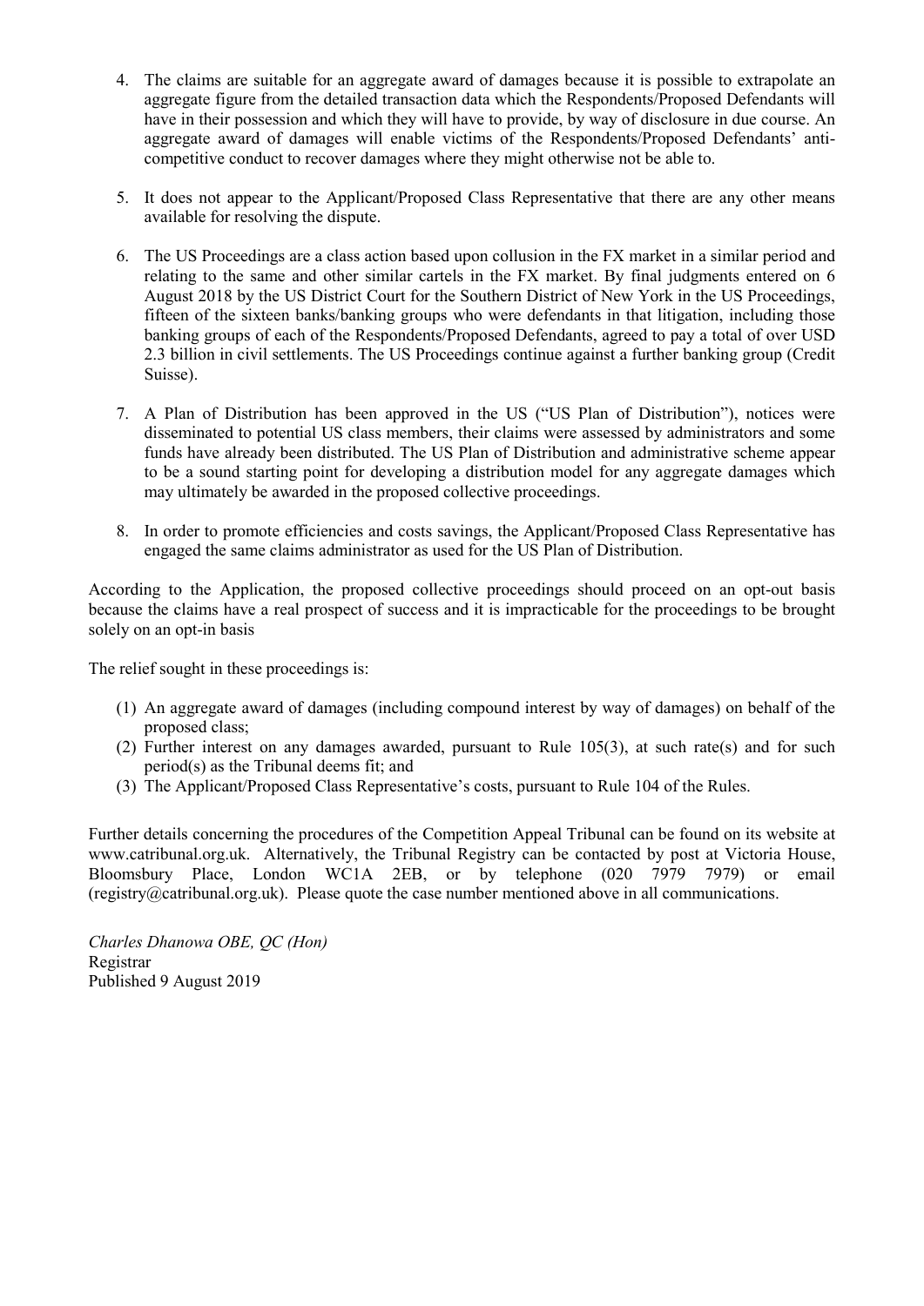4. The claims are suitable for an aggregate award of damages because it is possible to extrapolate an aggregate figure from the detailed transaction data which the Respondents/Proposed Defendants will have in their possession and which they will have to provide, by way of disclosure in due course. An aggregate award of damages will enable victims of the Respondents/Proposed Defendants' anti-competitive conduct to recover damages where they might otherwise not be able to.

5. It does not appear to the Applicant/Proposed Class Representative that there are any other means available for resolving the dispute.

6. The US Proceedings are a class action based upon collusion in the FX market in a similar period and relating to the same and other similar cartels in the FX market. By final judgments entered on 6 August 2018 by the US District Court for the Southern District of New York in the US Proceedings, fifteen of the sixteen banks/banking groups who were defendants in that litigation, including those banking groups of each of the Respondents/Proposed Defendants, agreed to pay a total of over USD 2.3 billion in civil settlements. The US Proceedings continue against a further banking group (Credit Suisse).

7. A Plan of Distribution has been approved in the US ("US Plan of Distribution"), notices were disseminated to potential US class members, their claims were assessed by administrators and some funds have already been distributed. The US Plan of Distribution and administrative scheme appear to be a sound starting point for developing a distribution model for any aggregate damages which may ultimately be awarded in the proposed collective proceedings.

8. In order to promote efficiencies and costs savings, the Applicant/Proposed Class Representative has engaged the same claims administrator as used for the US Plan of Distribution.

According to the Application, the proposed collective proceedings should proceed on an opt-out basis because the claims have a real prospect of success and it is impracticable for the proceedings to be brought solely on an opt-in basis

The relief sought in these proceedings is:

(1) An aggregate award of damages (including compound interest by way of damages) on behalf of the proposed class;
(2) Further interest on any damages awarded, pursuant to Rule 105(3), at such rate(s) and for such period(s) as the Tribunal deems fit; and
(3) The Applicant/Proposed Class Representative's costs, pursuant to Rule 104 of the Rules.

Further details concerning the procedures of the Competition Appeal Tribunal can be found on its website at www.catribunal.org.uk. Alternatively, the Tribunal Registry can be contacted by post at Victoria House, Bloomsbury Place, London WC1A 2EB, or by telephone (020 7979 7979) or email (registry@catribunal.org.uk). Please quote the case number mentioned above in all communications.

*Charles Dhanowa OBE, QC (Hon)*
Registrar
Published 9 August 2019